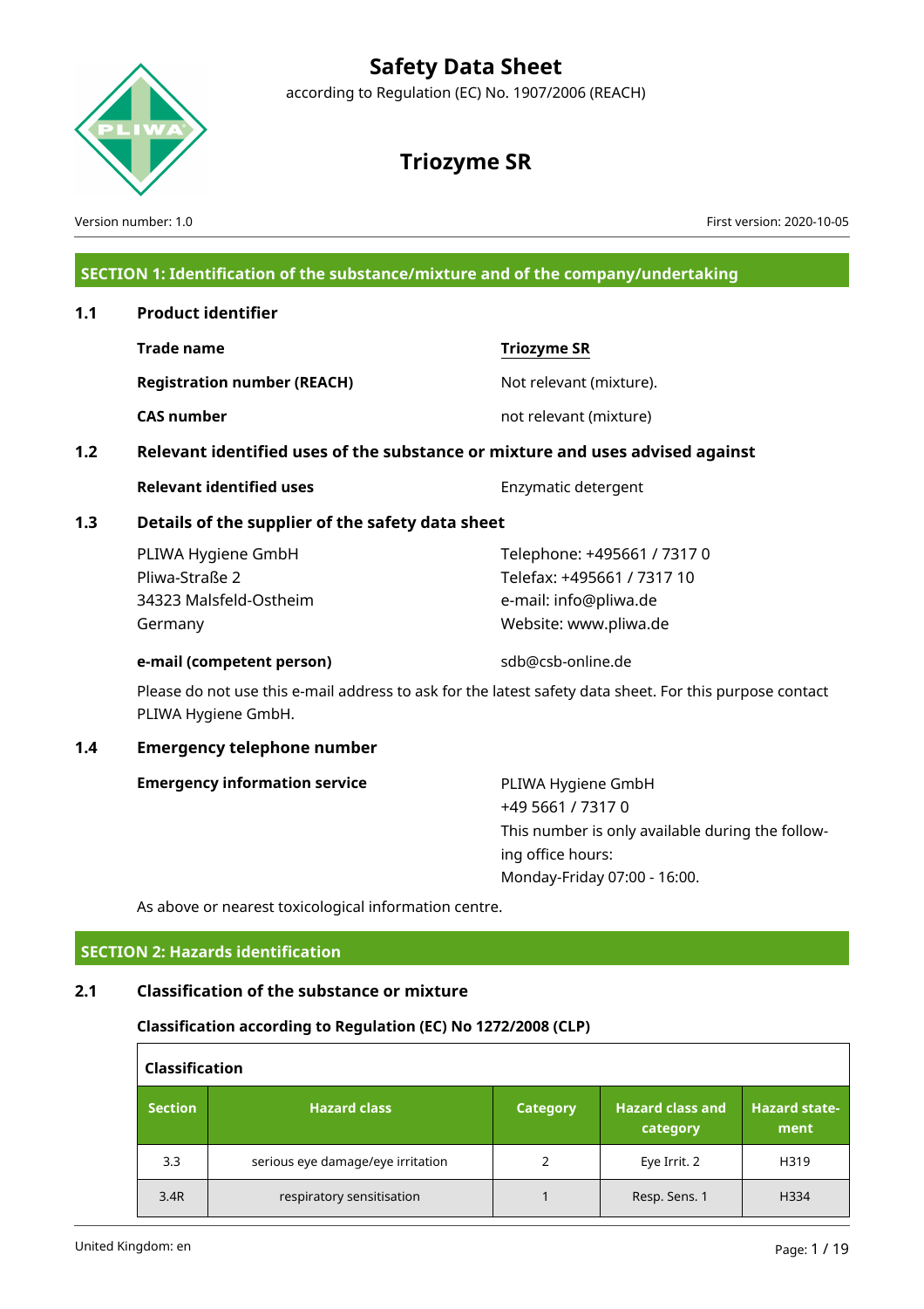# Safety Data Sheet

according to Regulation (EC) No. 1907/2006 (REACH)

# Triozyme SR

Version number: 1.0

First version: 2020-10-05

## SECTION 1: Identification of the substance/mixture and of the company/undertaking

### 1.1 Product identifier

**Trade name**: Triozyme SR

**Registration number (REACH)**: Not relevant (mixture).

**CAS number**: not relevant (mixture)

### 1.2 Relevant identified uses of the substance or mixture and uses advised against

**Relevant identified uses**: Enzymatic detergent

### 1.3 Details of the supplier of the safety data sheet

PLIWA Hygiene GmbH
Pliwa-Straße 2
34323 Malsfeld-Ostheim
Germany

Telephone: +495661 / 7317 0
Telefax: +495661 / 7317 10
e-mail: info@pliwa.de
Website: www.pliwa.de

**e-mail (competent person)**: sdb@csb-online.de

Please do not use this e-mail address to ask for the latest safety data sheet. For this purpose contact PLIWA Hygiene GmbH.

### 1.4 Emergency telephone number

**Emergency information service**:
PLIWA Hygiene GmbH
+49 5661 / 7317 0
This number is only available during the following office hours:
Monday-Friday 07:00 - 16:00.

As above or nearest toxicological information centre.

## SECTION 2: Hazards identification

### 2.1 Classification of the substance or mixture

**Classification according to Regulation (EC) No 1272/2008 (CLP)**

**Classification**

| Section | Hazard class | Category | Hazard class and category | Hazard statement |
|---|---|---|---|---|
| 3.3 | serious eye damage/eye irritation | 2 | Eye Irrit. 2 | H319 |
| 3.4R | respiratory sensitisation | 1 | Resp. Sens. 1 | H334 |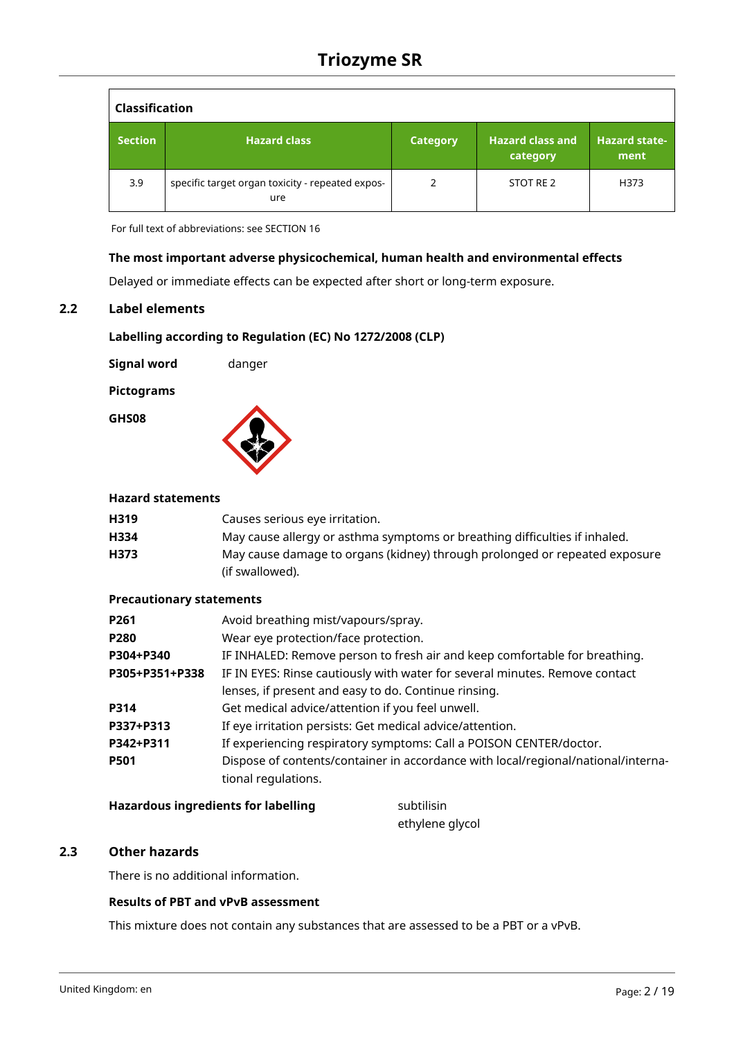| Classification | | | | |
|---|---|---|---|---|
| **Section** | **Hazard class** | **Category** | **Hazard class and category** | **Hazard statement** |
| 3.9 | specific target organ toxicity - repeated exposure | 2 | STOT RE 2 | H373 |

For full text of abbreviations: see SECTION 16

**The most important adverse physicochemical, human health and environmental effects**

Delayed or immediate effects can be expected after short or long-term exposure.

## 2.2 Label elements

**Labelling according to Regulation (EC) No 1272/2008 (CLP)**

**Signal word** danger

**Pictograms**

**GHS08**

**Hazard statements**

| | |
|---|---|
| **H319** | Causes serious eye irritation. |
| **H334** | May cause allergy or asthma symptoms or breathing difficulties if inhaled. |
| **H373** | May cause damage to organs (kidney) through prolonged or repeated exposure (if swallowed). |

**Precautionary statements**

| | |
|---|---|
| **P261** | Avoid breathing mist/vapours/spray. |
| **P280** | Wear eye protection/face protection. |
| **P304+P340** | IF INHALED: Remove person to fresh air and keep comfortable for breathing. |
| **P305+P351+P338** | IF IN EYES: Rinse cautiously with water for several minutes. Remove contact lenses, if present and easy to do. Continue rinsing. |
| **P314** | Get medical advice/attention if you feel unwell. |
| **P337+P313** | If eye irritation persists: Get medical advice/attention. |
| **P342+P311** | If experiencing respiratory symptoms: Call a POISON CENTER/doctor. |
| **P501** | Dispose of contents/container in accordance with local/regional/national/international regulations. |

**Hazardous ingredients for labelling** subtilisin
ethylene glycol

## 2.3 Other hazards

There is no additional information.

**Results of PBT and vPvB assessment**

This mixture does not contain any substances that are assessed to be a PBT or a vPvB.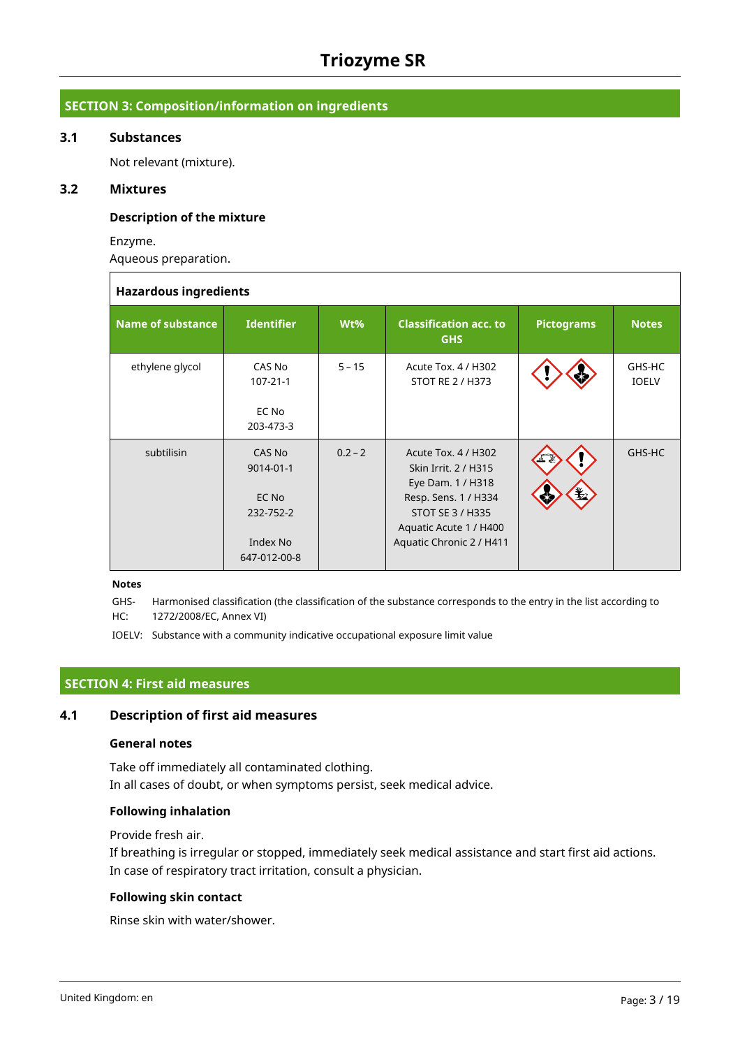## SECTION 3: Composition/information on ingredients

### 3.1 Substances

Not relevant (mixture).

### 3.2 Mixtures

#### Description of the mixture

Enzyme.
Aqueous preparation.

**Hazardous ingredients**

| Name of substance | Identifier | Wt% | Classification acc. to GHS | Pictograms | Notes |
|---|---|---|---|---|---|
| ethylene glycol | CAS No<br>107-21-1<br><br>EC No<br>203-473-3 | 5 – 15 | Acute Tox. 4 / H302<br>STOT RE 2 / H373 | | GHS-HC<br>IOELV |
| subtilisin | CAS No<br>9014-01-1<br><br>EC No<br>232-752-2<br><br>Index No<br>647-012-00-8 | 0.2 – 2 | Acute Tox. 4 / H302<br>Skin Irrit. 2 / H315<br>Eye Dam. 1 / H318<br>Resp. Sens. 1 / H334<br>STOT SE 3 / H335<br>Aquatic Acute 1 / H400<br>Aquatic Chronic 2 / H411 | | GHS-HC |

**Notes**

GHS-HC: Harmonised classification (the classification of the substance corresponds to the entry in the list according to 1272/2008/EC, Annex VI)

IOELV: Substance with a community indicative occupational exposure limit value

## SECTION 4: First aid measures

### 4.1 Description of first aid measures

#### General notes

Take off immediately all contaminated clothing.
In all cases of doubt, or when symptoms persist, seek medical advice.

#### Following inhalation

Provide fresh air.
If breathing is irregular or stopped, immediately seek medical assistance and start first aid actions.
In case of respiratory tract irritation, consult a physician.

#### Following skin contact

Rinse skin with water/shower.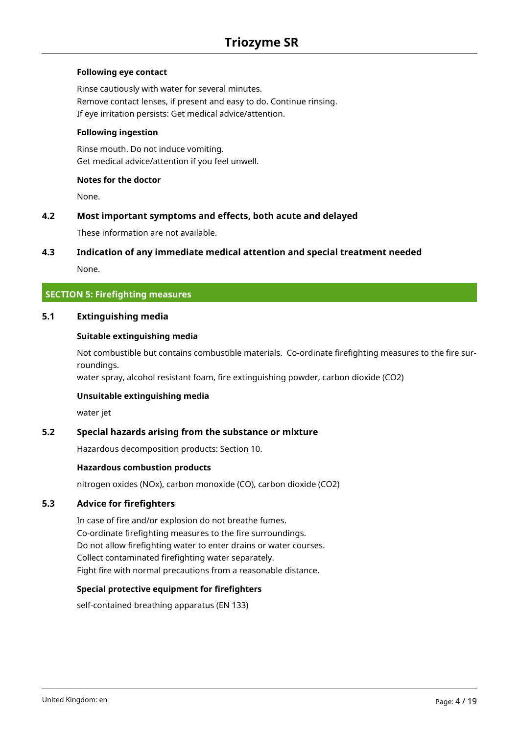**Following eye contact**

Rinse cautiously with water for several minutes.
Remove contact lenses, if present and easy to do. Continue rinsing.
If eye irritation persists: Get medical advice/attention.

**Following ingestion**

Rinse mouth. Do not induce vomiting.
Get medical advice/attention if you feel unwell.

**Notes for the doctor**

None.

### 4.2 Most important symptoms and effects, both acute and delayed

These information are not available.

### 4.3 Indication of any immediate medical attention and special treatment needed

None.

## SECTION 5: Firefighting measures

### 5.1 Extinguishing media

**Suitable extinguishing media**

Not combustible but contains combustible materials. Co-ordinate firefighting measures to the fire surroundings.
water spray, alcohol resistant foam, fire extinguishing powder, carbon dioxide ($CO_2$)

**Unsuitable extinguishing media**

water jet

### 5.2 Special hazards arising from the substance or mixture

Hazardous decomposition products: Section 10.

**Hazardous combustion products**

nitrogen oxides ($NO_x$), carbon monoxide (CO), carbon dioxide ($CO_2$)

### 5.3 Advice for firefighters

In case of fire and/or explosion do not breathe fumes.
Co-ordinate firefighting measures to the fire surroundings.
Do not allow firefighting water to enter drains or water courses.
Collect contaminated firefighting water separately.
Fight fire with normal precautions from a reasonable distance.

**Special protective equipment for firefighters**

self-contained breathing apparatus (EN 133)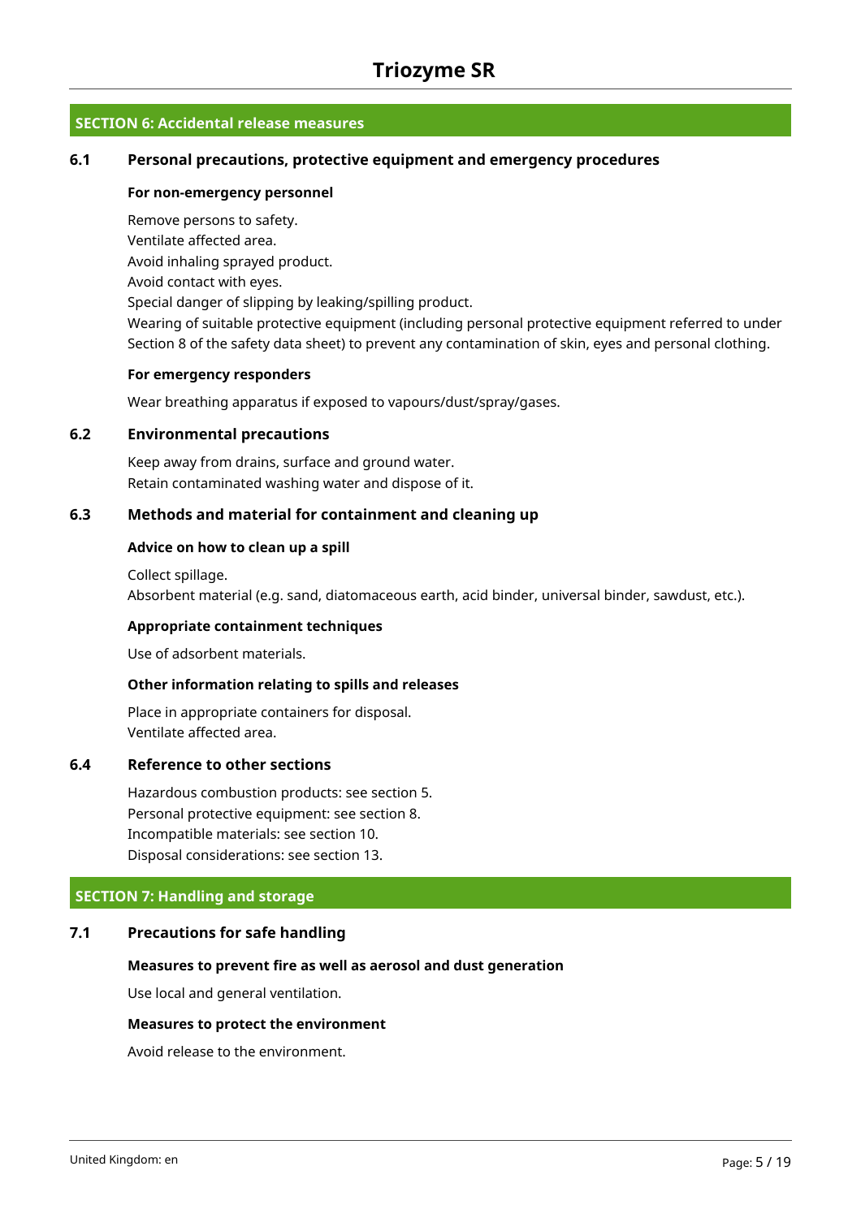## SECTION 6: Accidental release measures

### 6.1 Personal precautions, protective equipment and emergency procedures

**For non-emergency personnel**

Remove persons to safety.
Ventilate affected area.
Avoid inhaling sprayed product.
Avoid contact with eyes.
Special danger of slipping by leaking/spilling product.
Wearing of suitable protective equipment (including personal protective equipment referred to under Section 8 of the safety data sheet) to prevent any contamination of skin, eyes and personal clothing.

**For emergency responders**

Wear breathing apparatus if exposed to vapours/dust/spray/gases.

### 6.2 Environmental precautions

Keep away from drains, surface and ground water.
Retain contaminated washing water and dispose of it.

### 6.3 Methods and material for containment and cleaning up

**Advice on how to clean up a spill**

Collect spillage.
Absorbent material (e.g. sand, diatomaceous earth, acid binder, universal binder, sawdust, etc.).

**Appropriate containment techniques**

Use of adsorbent materials.

**Other information relating to spills and releases**

Place in appropriate containers for disposal.
Ventilate affected area.

### 6.4 Reference to other sections

Hazardous combustion products: see section 5.
Personal protective equipment: see section 8.
Incompatible materials: see section 10.
Disposal considerations: see section 13.

## SECTION 7: Handling and storage

### 7.1 Precautions for safe handling

**Measures to prevent fire as well as aerosol and dust generation**

Use local and general ventilation.

**Measures to protect the environment**

Avoid release to the environment.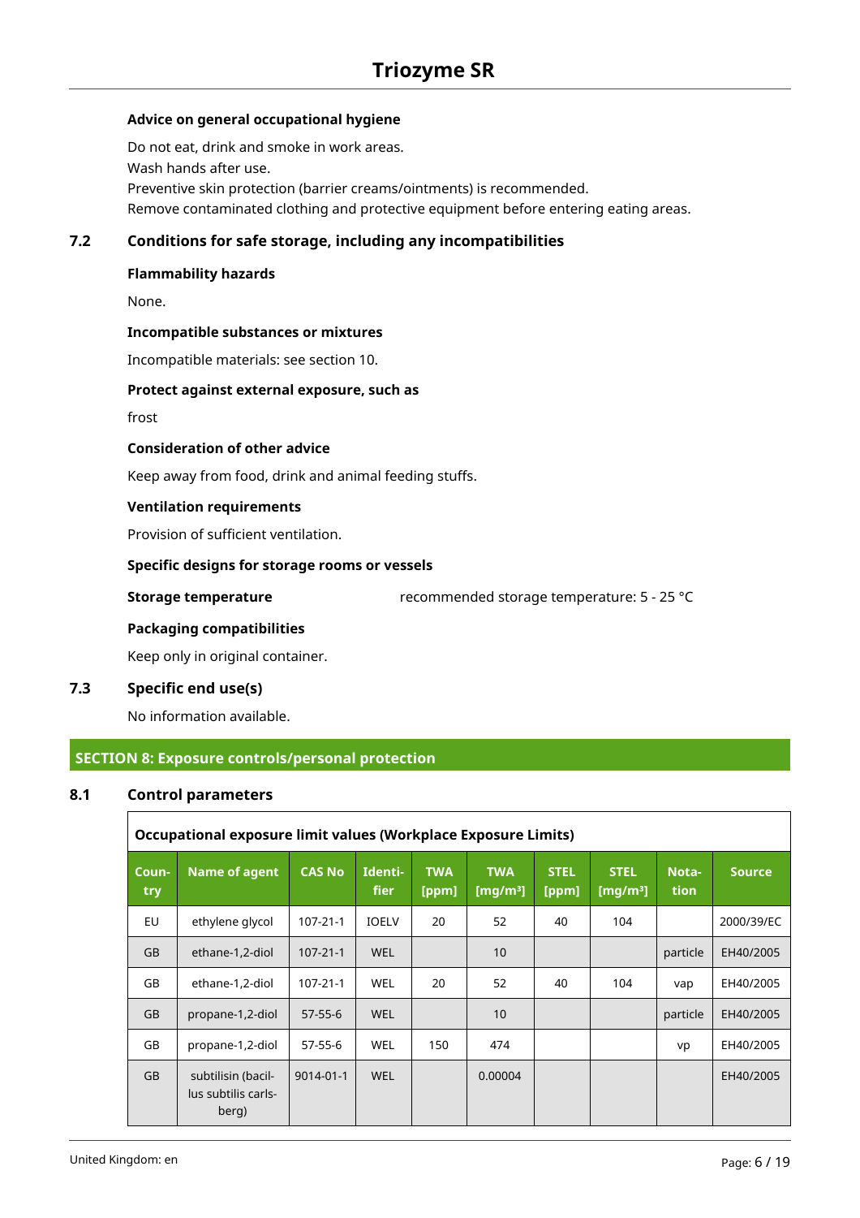**Advice on general occupational hygiene**

Do not eat, drink and smoke in work areas.
Wash hands after use.
Preventive skin protection (barrier creams/ointments) is recommended.
Remove contaminated clothing and protective equipment before entering eating areas.

## 7.2 Conditions for safe storage, including any incompatibilities

**Flammability hazards**

None.

**Incompatible substances or mixtures**

Incompatible materials: see section 10.

**Protect against external exposure, such as**

frost

**Consideration of other advice**

Keep away from food, drink and animal feeding stuffs.

**Ventilation requirements**

Provision of sufficient ventilation.

**Specific designs for storage rooms or vessels**

**Storage temperature** recommended storage temperature: 5 - 25 °C

**Packaging compatibilities**

Keep only in original container.

## 7.3 Specific end use(s)

No information available.

# SECTION 8: Exposure controls/personal protection

## 8.1 Control parameters

**Occupational exposure limit values (Workplace Exposure Limits)**

| Country | Name of agent | CAS No | Identifier | TWA [ppm] | TWA [mg/m³] | STEL [ppm] | STEL [mg/m³] | Notation | Source |
|---|---|---|---|---|---|---|---|---|---|
| EU | ethylene glycol | 107-21-1 | IOELV | 20 | 52 | 40 | 104 | | 2000/39/EC |
| GB | ethane-1,2-diol | 107-21-1 | WEL | | 10 | | | particle | EH40/2005 |
| GB | ethane-1,2-diol | 107-21-1 | WEL | 20 | 52 | 40 | 104 | vap | EH40/2005 |
| GB | propane-1,2-diol | 57-55-6 | WEL | | 10 | | | particle | EH40/2005 |
| GB | propane-1,2-diol | 57-55-6 | WEL | 150 | 474 | | | vp | EH40/2005 |
| GB | subtilisin (bacillus subtilis carlsberg) | 9014-01-1 | WEL | | 0.00004 | | | | EH40/2005 |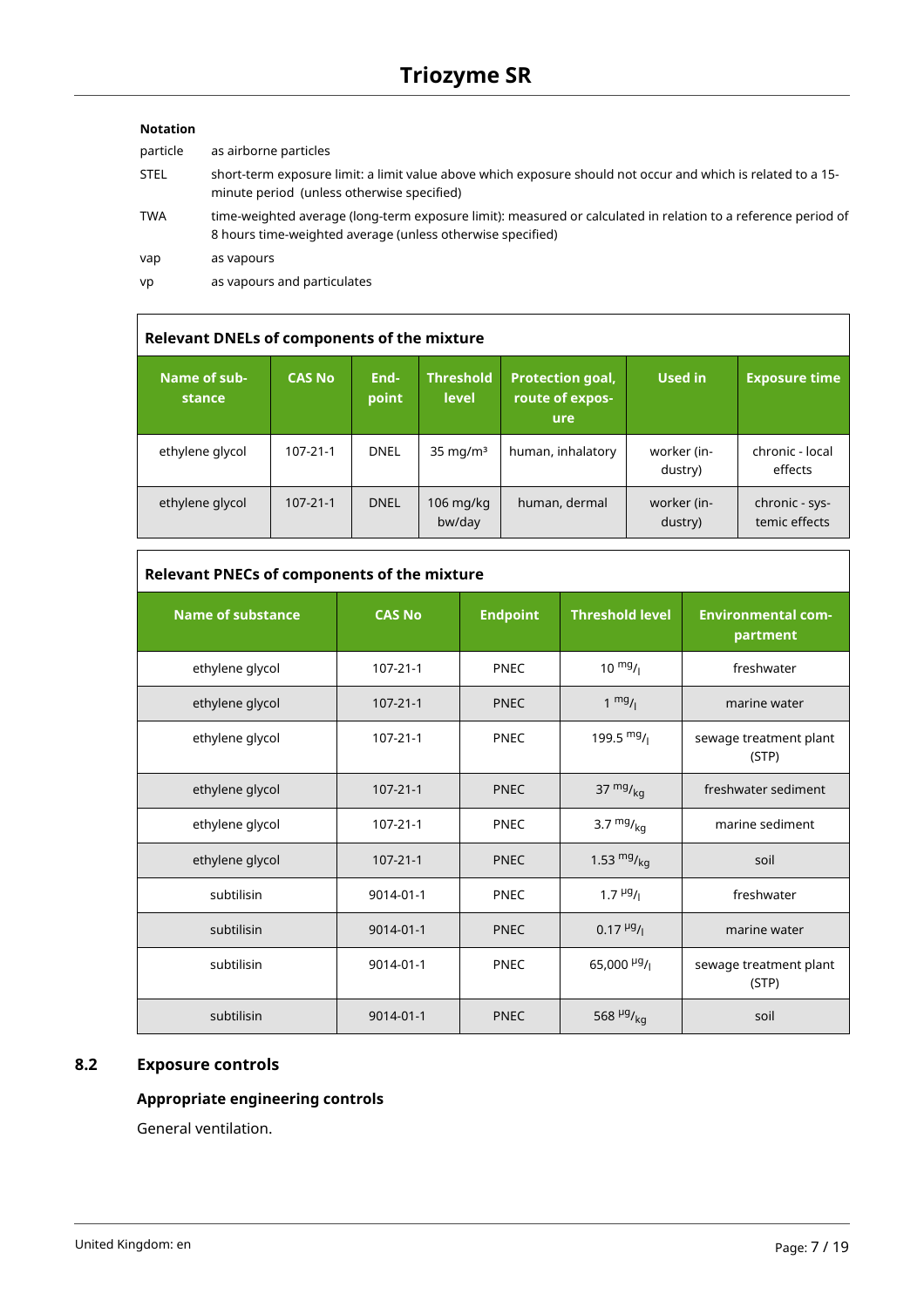**Notation**

| | |
|---|---|
| particle | as airborne particles |
| STEL | short-term exposure limit: a limit value above which exposure should not occur and which is related to a 15-minute period (unless otherwise specified) |
| TWA | time-weighted average (long-term exposure limit): measured or calculated in relation to a reference period of 8 hours time-weighted average (unless otherwise specified) |
| vap | as vapours |
| vp | as vapours and particulates |

**Relevant DNELs of components of the mixture**

| Name of substance | CAS No | Endpoint | Threshold level | Protection goal, route of exposure | Used in | Exposure time |
|---|---|---|---|---|---|---|
| ethylene glycol | 107-21-1 | DNEL | 35 mg/m³ | human, inhalatory | worker (industry) | chronic - local effects |
| ethylene glycol | 107-21-1 | DNEL | 106 mg/kg bw/day | human, dermal | worker (industry) | chronic - systemic effects |

**Relevant PNECs of components of the mixture**

| Name of substance | CAS No | Endpoint | Threshold level | Environmental compartment |
|---|---|---|---|---|
| ethylene glycol | 107-21-1 | PNEC | 10 mg/l | freshwater |
| ethylene glycol | 107-21-1 | PNEC | 1 mg/l | marine water |
| ethylene glycol | 107-21-1 | PNEC | 199.5 mg/l | sewage treatment plant (STP) |
| ethylene glycol | 107-21-1 | PNEC | 37 mg/kg | freshwater sediment |
| ethylene glycol | 107-21-1 | PNEC | 3.7 mg/kg | marine sediment |
| ethylene glycol | 107-21-1 | PNEC | 1.53 mg/kg | soil |
| subtilisin | 9014-01-1 | PNEC | 1.7 µg/l | freshwater |
| subtilisin | 9014-01-1 | PNEC | 0.17 µg/l | marine water |
| subtilisin | 9014-01-1 | PNEC | 65,000 µg/l | sewage treatment plant (STP) |
| subtilisin | 9014-01-1 | PNEC | 568 µg/kg | soil |

## 8.2 Exposure controls

### Appropriate engineering controls

General ventilation.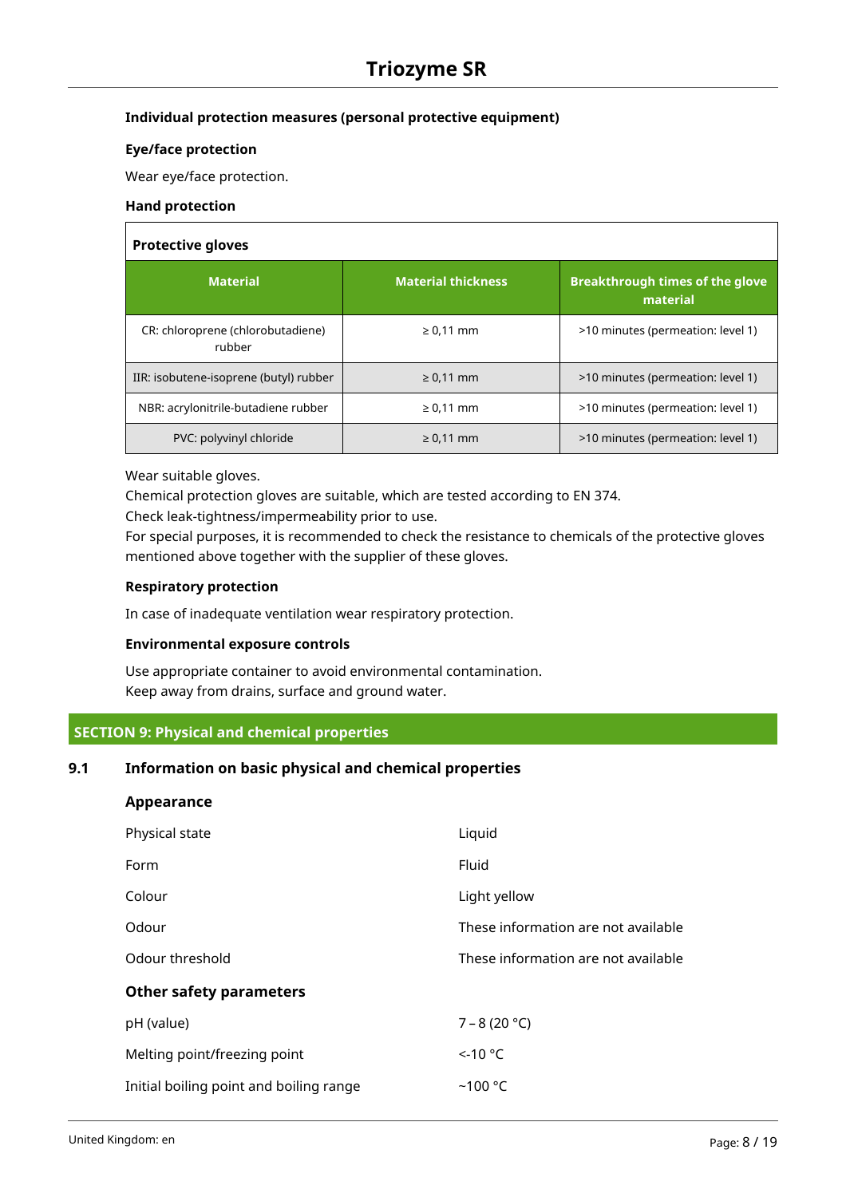### Individual protection measures (personal protective equipment)

#### Eye/face protection

Wear eye/face protection.

#### Hand protection

**Protective gloves**

| Material | Material thickness | Breakthrough times of the glove material |
|---|---|---|
| CR: chloroprene (chlorobutadiene) rubber | ≥ 0,11 mm | >10 minutes (permeation: level 1) |
| IIR: isobutene-isoprene (butyl) rubber | ≥ 0,11 mm | >10 minutes (permeation: level 1) |
| NBR: acrylonitrile-butadiene rubber | ≥ 0,11 mm | >10 minutes (permeation: level 1) |
| PVC: polyvinyl chloride | ≥ 0,11 mm | >10 minutes (permeation: level 1) |

Wear suitable gloves.
Chemical protection gloves are suitable, which are tested according to EN 374.
Check leak-tightness/impermeability prior to use.
For special purposes, it is recommended to check the resistance to chemicals of the protective gloves mentioned above together with the supplier of these gloves.

#### Respiratory protection

In case of inadequate ventilation wear respiratory protection.

#### Environmental exposure controls

Use appropriate container to avoid environmental contamination.
Keep away from drains, surface and ground water.

## SECTION 9: Physical and chemical properties

### 9.1 Information on basic physical and chemical properties

#### Appearance

| | |
|---|---|
| Physical state | Liquid |
| Form | Fluid |
| Colour | Light yellow |
| Odour | These information are not available |
| Odour threshold | These information are not available |

#### Other safety parameters

| | |
|---|---|
| pH (value) | 7 – 8 (20 °C) |
| Melting point/freezing point | <-10 °C |
| Initial boiling point and boiling range | ~100 °C |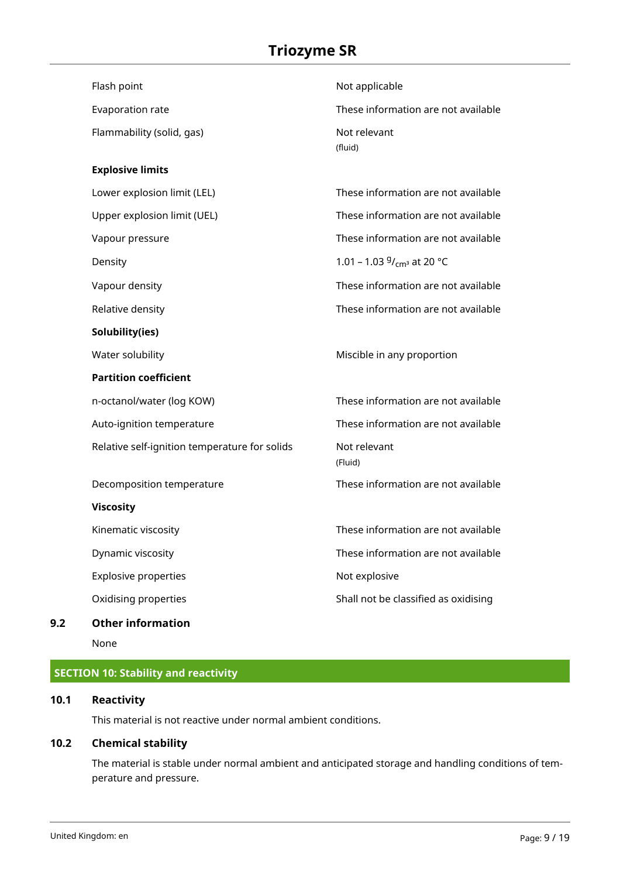| | |
|---|---|
| Flash point | Not applicable |
| Evaporation rate | These information are not available |
| Flammability (solid, gas) | Not relevant (fluid) |
| **Explosive limits** | |
| Lower explosion limit (LEL) | These information are not available |
| Upper explosion limit (UEL) | These information are not available |
| Vapour pressure | These information are not available |
| Density | 1.01 – 1.03 $^{g}/_{cm^3}$ at 20 °C |
| Vapour density | These information are not available |
| Relative density | These information are not available |
| **Solubility(ies)** | |
| Water solubility | Miscible in any proportion |
| **Partition coefficient** | |
| n-octanol/water (log KOW) | These information are not available |
| Auto-ignition temperature | These information are not available |
| Relative self-ignition temperature for solids | Not relevant (Fluid) |
| Decomposition temperature | These information are not available |
| **Viscosity** | |
| Kinematic viscosity | These information are not available |
| Dynamic viscosity | These information are not available |
| Explosive properties | Not explosive |
| Oxidising properties | Shall not be classified as oxidising |

### 9.2 Other information

None

## SECTION 10: Stability and reactivity

### 10.1 Reactivity

This material is not reactive under normal ambient conditions.

### 10.2 Chemical stability

The material is stable under normal ambient and anticipated storage and handling conditions of temperature and pressure.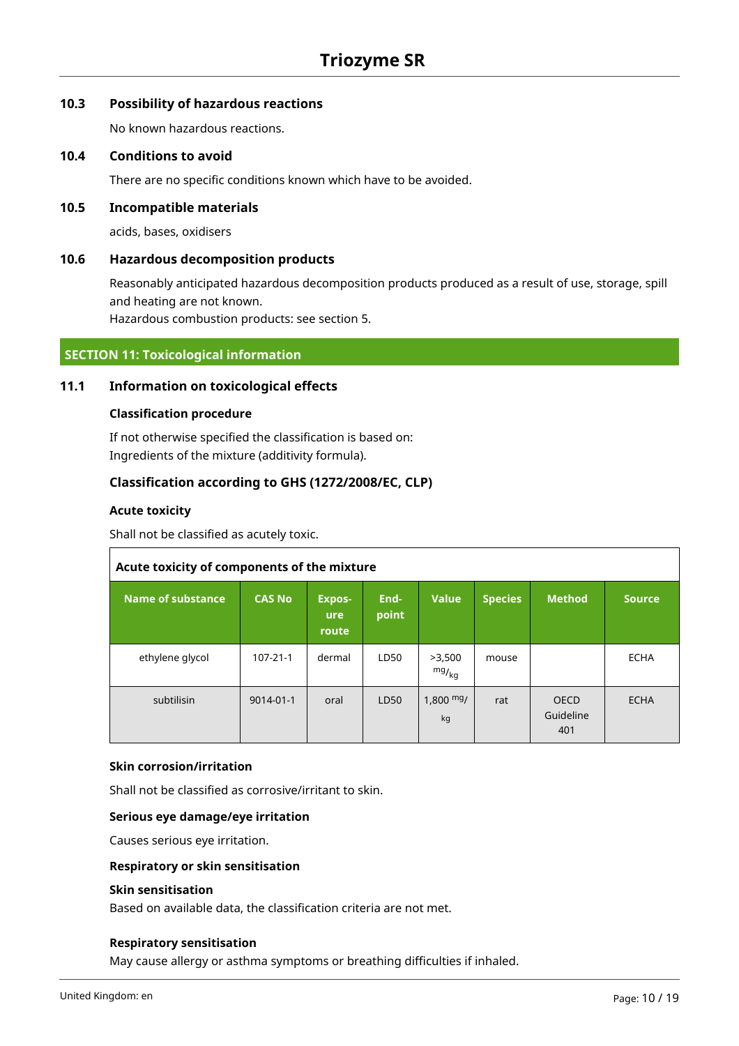### 10.3 Possibility of hazardous reactions

No known hazardous reactions.

### 10.4 Conditions to avoid

There are no specific conditions known which have to be avoided.

### 10.5 Incompatible materials

acids, bases, oxidisers

### 10.6 Hazardous decomposition products

Reasonably anticipated hazardous decomposition products produced as a result of use, storage, spill and heating are not known.
Hazardous combustion products: see section 5.

## SECTION 11: Toxicological information

### 11.1 Information on toxicological effects

#### Classification procedure

If not otherwise specified the classification is based on:
Ingredients of the mixture (additivity formula).

#### Classification according to GHS (1272/2008/EC, CLP)

#### Acute toxicity

Shall not be classified as acutely toxic.

**Acute toxicity of components of the mixture**

| Name of substance | CAS No | Exposure route | Endpoint | Value | Species | Method | Source |
|---|---|---|---|---|---|---|---|
| ethylene glycol | 107-21-1 | dermal | LD50 | >3,500 mg/kg | mouse | | ECHA |
| subtilisin | 9014-01-1 | oral | LD50 | 1,800 mg/kg | rat | OECD Guideline 401 | ECHA |

#### Skin corrosion/irritation

Shall not be classified as corrosive/irritant to skin.

#### Serious eye damage/eye irritation

Causes serious eye irritation.

#### Respiratory or skin sensitisation

**Skin sensitisation**

Based on available data, the classification criteria are not met.

**Respiratory sensitisation**

May cause allergy or asthma symptoms or breathing difficulties if inhaled.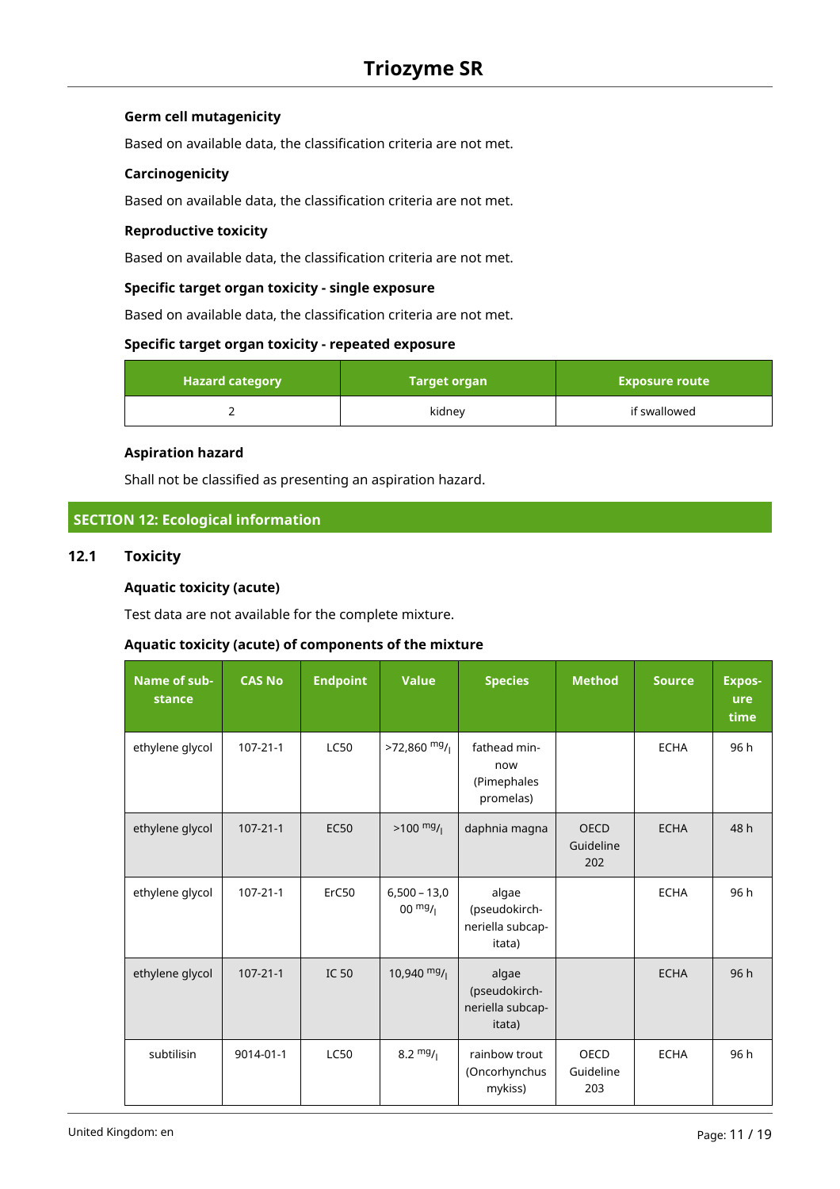### Germ cell mutagenicity

Based on available data, the classification criteria are not met.

### Carcinogenicity

Based on available data, the classification criteria are not met.

### Reproductive toxicity

Based on available data, the classification criteria are not met.

### Specific target organ toxicity - single exposure

Based on available data, the classification criteria are not met.

### Specific target organ toxicity - repeated exposure

| Hazard category | Target organ | Exposure route |
|---|---|---|
| 2 | kidney | if swallowed |

### Aspiration hazard

Shall not be classified as presenting an aspiration hazard.

## SECTION 12: Ecological information

### 12.1 Toxicity

#### Aquatic toxicity (acute)

Test data are not available for the complete mixture.

#### Aquatic toxicity (acute) of components of the mixture

| Name of substance | CAS No | Endpoint | Value | Species | Method | Source | Exposure time |
|---|---|---|---|---|---|---|---|
| ethylene glycol | 107-21-1 | LC50 | >72,860 $^{mg}/_{l}$ | fathead minnow (Pimephales promelas) | | ECHA | 96 h |
| ethylene glycol | 107-21-1 | EC50 | >100 $^{mg}/_{l}$ | daphnia magna | OECD Guideline 202 | ECHA | 48 h |
| ethylene glycol | 107-21-1 | ErC50 | 6,500 – 13,000 $^{mg}/_{l}$ | algae (pseudokirchneriella subcapitata) | | ECHA | 96 h |
| ethylene glycol | 107-21-1 | IC 50 | 10,940 $^{mg}/_{l}$ | algae (pseudokirchneriella subcapitata) | | ECHA | 96 h |
| subtilisin | 9014-01-1 | LC50 | 8.2 $^{mg}/_{l}$ | rainbow trout (Oncorhynchus mykiss) | OECD Guideline 203 | ECHA | 96 h |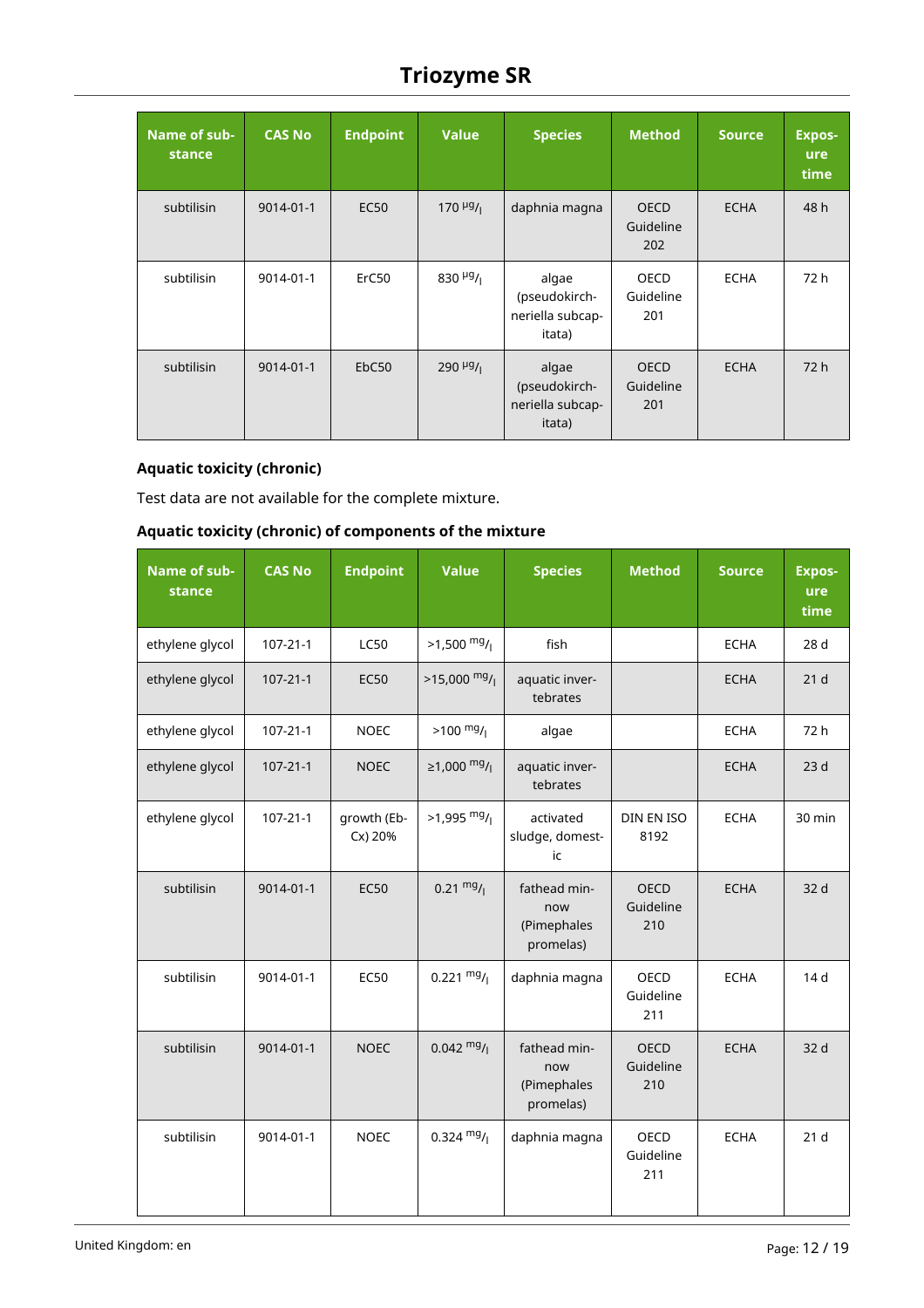| Name of substance | CAS No | Endpoint | Value | Species | Method | Source | Exposure time |
|---|---|---|---|---|---|---|---|
| subtilisin | 9014-01-1 | EC50 | 170 $^{µg}/_{l}$ | daphnia magna | OECD Guideline 202 | ECHA | 48 h |
| subtilisin | 9014-01-1 | ErC50 | 830 $^{µg}/_{l}$ | algae (pseudokirchneriella subcapitata) | OECD Guideline 201 | ECHA | 72 h |
| subtilisin | 9014-01-1 | EbC50 | 290 $^{µg}/_{l}$ | algae (pseudokirchneriella subcapitata) | OECD Guideline 201 | ECHA | 72 h |

**Aquatic toxicity (chronic)**

Test data are not available for the complete mixture.

**Aquatic toxicity (chronic) of components of the mixture**

| Name of substance | CAS No | Endpoint | Value | Species | Method | Source | Exposure time |
|---|---|---|---|---|---|---|---|
| ethylene glycol | 107-21-1 | LC50 | >1,500 $^{mg}/_{l}$ | fish | | ECHA | 28 d |
| ethylene glycol | 107-21-1 | EC50 | >15,000 $^{mg}/_{l}$ | aquatic invertebrates | | ECHA | 21 d |
| ethylene glycol | 107-21-1 | NOEC | >100 $^{mg}/_{l}$ | algae | | ECHA | 72 h |
| ethylene glycol | 107-21-1 | NOEC | ≥1,000 $^{mg}/_{l}$ | aquatic invertebrates | | ECHA | 23 d |
| ethylene glycol | 107-21-1 | growth (EbCx) 20% | >1,995 $^{mg}/_{l}$ | activated sludge, domestic | DIN EN ISO 8192 | ECHA | 30 min |
| subtilisin | 9014-01-1 | EC50 | 0.21 $^{mg}/_{l}$ | fathead minnow (Pimephales promelas) | OECD Guideline 210 | ECHA | 32 d |
| subtilisin | 9014-01-1 | EC50 | 0.221 $^{mg}/_{l}$ | daphnia magna | OECD Guideline 211 | ECHA | 14 d |
| subtilisin | 9014-01-1 | NOEC | 0.042 $^{mg}/_{l}$ | fathead minnow (Pimephales promelas) | OECD Guideline 210 | ECHA | 32 d |
| subtilisin | 9014-01-1 | NOEC | 0.324 $^{mg}/_{l}$ | daphnia magna | OECD Guideline 211 | ECHA | 21 d |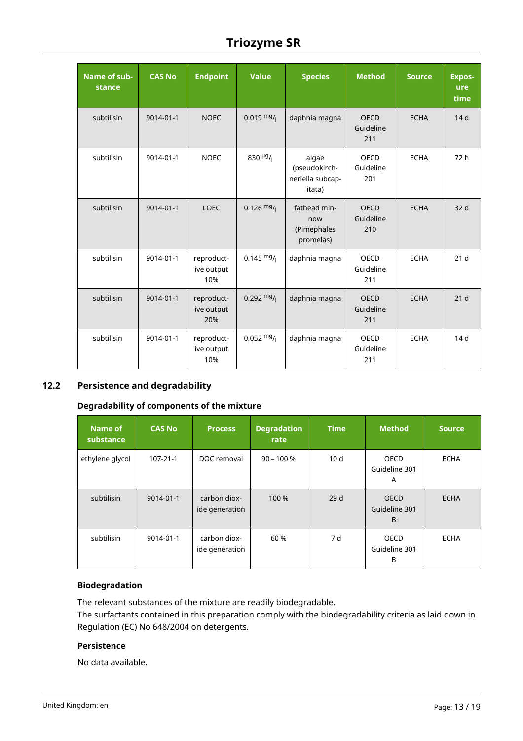| Name of substance | CAS No | Endpoint | Value | Species | Method | Source | Exposure time |
|---|---|---|---|---|---|---|---|
| subtilisin | 9014-01-1 | NOEC | 0.019 $^{mg}/_{l}$ | daphnia magna | OECD Guideline 211 | ECHA | 14 d |
| subtilisin | 9014-01-1 | NOEC | 830 $^{µg}/_{l}$ | algae (pseudokirchneriella subcapitata) | OECD Guideline 201 | ECHA | 72 h |
| subtilisin | 9014-01-1 | LOEC | 0.126 $^{mg}/_{l}$ | fathead minnow (Pimephales promelas) | OECD Guideline 210 | ECHA | 32 d |
| subtilisin | 9014-01-1 | reproductive output 10% | 0.145 $^{mg}/_{l}$ | daphnia magna | OECD Guideline 211 | ECHA | 21 d |
| subtilisin | 9014-01-1 | reproductive output 20% | 0.292 $^{mg}/_{l}$ | daphnia magna | OECD Guideline 211 | ECHA | 21 d |
| subtilisin | 9014-01-1 | reproductive output 10% | 0.052 $^{mg}/_{l}$ | daphnia magna | OECD Guideline 211 | ECHA | 14 d |

## 12.2 Persistence and degradability

**Degradability of components of the mixture**

| Name of substance | CAS No | Process | Degradation rate | Time | Method | Source |
|---|---|---|---|---|---|---|
| ethylene glycol | 107-21-1 | DOC removal | 90 – 100 % | 10 d | OECD Guideline 301 A | ECHA |
| subtilisin | 9014-01-1 | carbon dioxide generation | 100 % | 29 d | OECD Guideline 301 B | ECHA |
| subtilisin | 9014-01-1 | carbon dioxide generation | 60 % | 7 d | OECD Guideline 301 B | ECHA |

**Biodegradation**

The relevant substances of the mixture are readily biodegradable.
The surfactants contained in this preparation comply with the biodegradability criteria as laid down in Regulation (EC) No 648/2004 on detergents.

**Persistence**

No data available.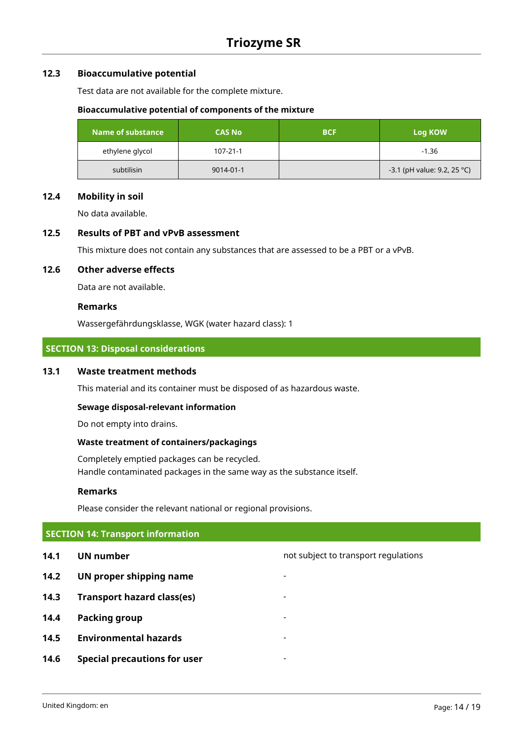### 12.3 Bioaccumulative potential

Test data are not available for the complete mixture.

**Bioaccumulative potential of components of the mixture**

| Name of substance | CAS No | BCF | Log KOW |
|---|---|---|---|
| ethylene glycol | 107-21-1 | | -1.36 |
| subtilisin | 9014-01-1 | | -3.1 (pH value: 9.2, 25 °C) |

### 12.4 Mobility in soil

No data available.

### 12.5 Results of PBT and vPvB assessment

This mixture does not contain any substances that are assessed to be a PBT or a vPvB.

### 12.6 Other adverse effects

Data are not available.

**Remarks**

Wassergefährdungsklasse, WGK (water hazard class): 1

## SECTION 13: Disposal considerations

### 13.1 Waste treatment methods

This material and its container must be disposed of as hazardous waste.

**Sewage disposal-relevant information**

Do not empty into drains.

**Waste treatment of containers/packagings**

Completely emptied packages can be recycled.
Handle contaminated packages in the same way as the substance itself.

**Remarks**

Please consider the relevant national or regional provisions.

## SECTION 14: Transport information

**14.1 UN number** — not subject to transport regulations

**14.2 UN proper shipping name** — -

**14.3 Transport hazard class(es)** — -

**14.4 Packing group** — -

**14.5 Environmental hazards** — -

**14.6 Special precautions for user** — -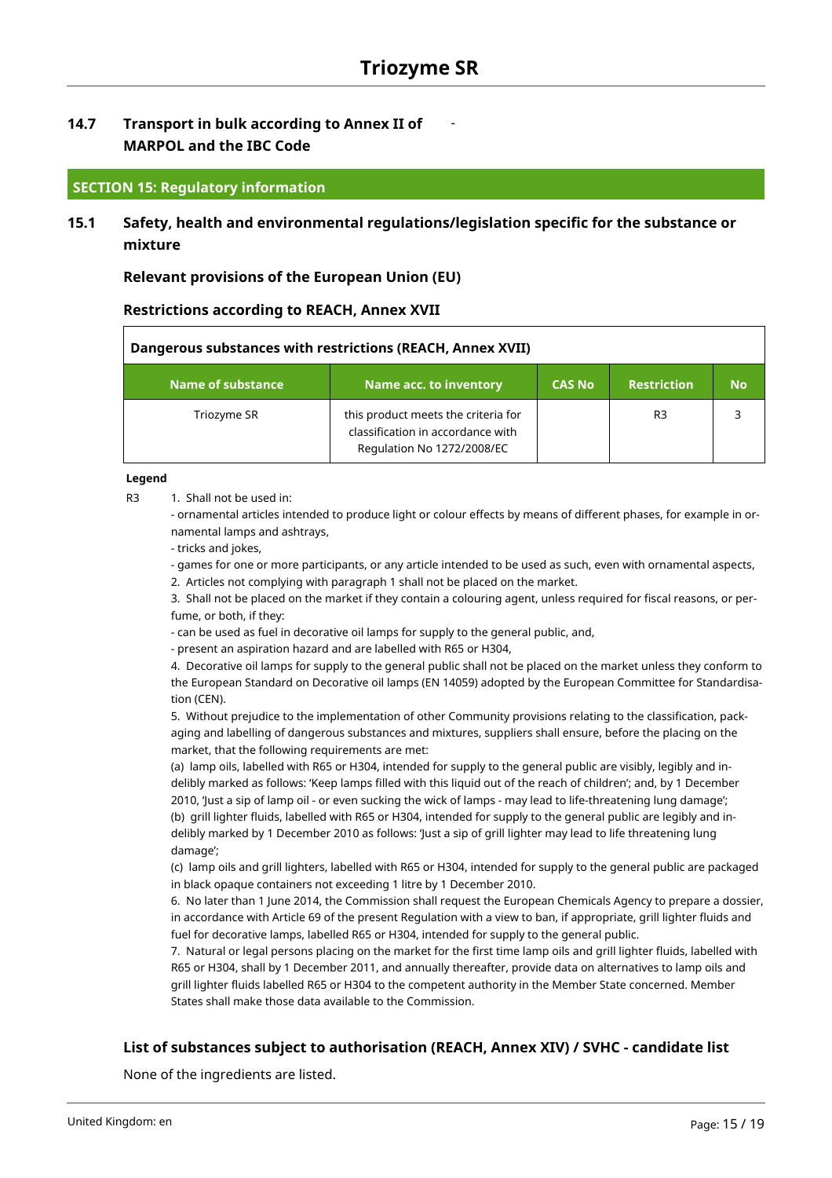### 14.7 Transport in bulk according to Annex II of MARPOL and the IBC Code

-

## SECTION 15: Regulatory information

### 15.1 Safety, health and environmental regulations/legislation specific for the substance or mixture

**Relevant provisions of the European Union (EU)**

**Restrictions according to REACH, Annex XVII**

**Dangerous substances with restrictions (REACH, Annex XVII)**

| Name of substance | Name acc. to inventory | CAS No | Restriction | No |
|---|---|---|---|---|
| Triozyme SR | this product meets the criteria for classification in accordance with Regulation No 1272/2008/EC | | R3 | 3 |

**Legend**

R3 1. Shall not be used in:

- ornamental articles intended to produce light or colour effects by means of different phases, for example in ornamental lamps and ashtrays,
- tricks and jokes,
- games for one or more participants, or any article intended to be used as such, even with ornamental aspects,

2. Articles not complying with paragraph 1 shall not be placed on the market.

3. Shall not be placed on the market if they contain a colouring agent, unless required for fiscal reasons, or perfume, or both, if they:

- can be used as fuel in decorative oil lamps for supply to the general public, and,
- present an aspiration hazard and are labelled with R65 or H304,

4. Decorative oil lamps for supply to the general public shall not be placed on the market unless they conform to the European Standard on Decorative oil lamps (EN 14059) adopted by the European Committee for Standardisation (CEN).

5. Without prejudice to the implementation of other Community provisions relating to the classification, packaging and labelling of dangerous substances and mixtures, suppliers shall ensure, before the placing on the market, that the following requirements are met:

(a) lamp oils, labelled with R65 or H304, intended for supply to the general public are visibly, legibly and indelibly marked as follows: 'Keep lamps filled with this liquid out of the reach of children'; and, by 1 December 2010, 'Just a sip of lamp oil - or even sucking the wick of lamps - may lead to life-threatening lung damage';

(b) grill lighter fluids, labelled with R65 or H304, intended for supply to the general public are legibly and indelibly marked by 1 December 2010 as follows: 'Just a sip of grill lighter may lead to life threatening lung damage';

(c) lamp oils and grill lighters, labelled with R65 or H304, intended for supply to the general public are packaged in black opaque containers not exceeding 1 litre by 1 December 2010.

6. No later than 1 June 2014, the Commission shall request the European Chemicals Agency to prepare a dossier, in accordance with Article 69 of the present Regulation with a view to ban, if appropriate, grill lighter fluids and fuel for decorative lamps, labelled R65 or H304, intended for supply to the general public.

7. Natural or legal persons placing on the market for the first time lamp oils and grill lighter fluids, labelled with R65 or H304, shall by 1 December 2011, and annually thereafter, provide data on alternatives to lamp oils and grill lighter fluids labelled R65 or H304 to the competent authority in the Member State concerned. Member States shall make those data available to the Commission.

**List of substances subject to authorisation (REACH, Annex XIV) / SVHC - candidate list**

None of the ingredients are listed.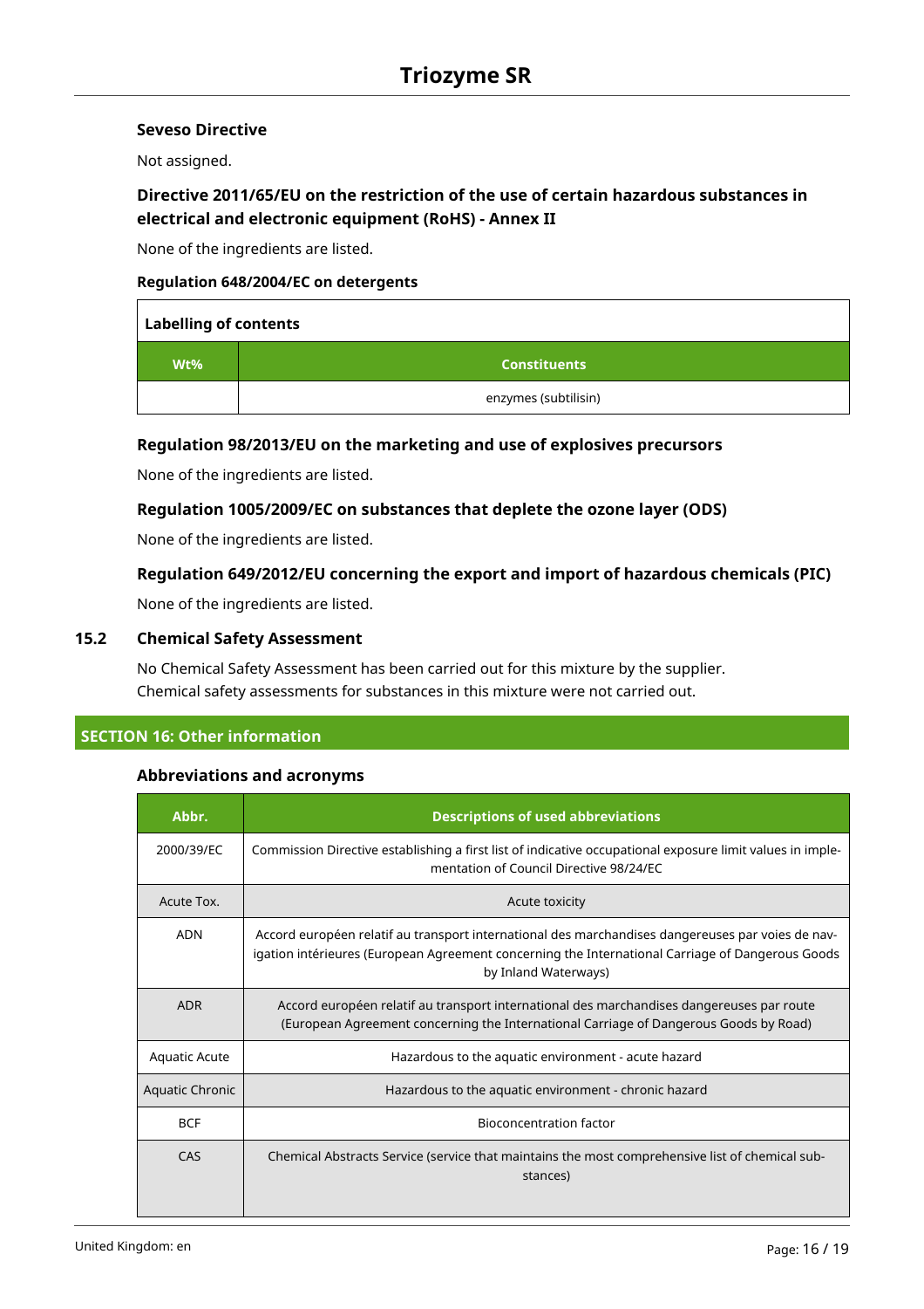#### Seveso Directive

Not assigned.

#### Directive 2011/65/EU on the restriction of the use of certain hazardous substances in electrical and electronic equipment (RoHS) - Annex II

None of the ingredients are listed.

#### Regulation 648/2004/EC on detergents

| Labelling of contents | |
|---|---|
| **Wt%** | **Constituents** |
| | enzymes (subtilisin) |

#### Regulation 98/2013/EU on the marketing and use of explosives precursors

None of the ingredients are listed.

#### Regulation 1005/2009/EC on substances that deplete the ozone layer (ODS)

None of the ingredients are listed.

#### Regulation 649/2012/EU concerning the export and import of hazardous chemicals (PIC)

None of the ingredients are listed.

### 15.2 Chemical Safety Assessment

No Chemical Safety Assessment has been carried out for this mixture by the supplier.
Chemical safety assessments for substances in this mixture were not carried out.

## SECTION 16: Other information

#### Abbreviations and acronyms

| Abbr. | Descriptions of used abbreviations |
|---|---|
| 2000/39/EC | Commission Directive establishing a first list of indicative occupational exposure limit values in implementation of Council Directive 98/24/EC |
| Acute Tox. | Acute toxicity |
| ADN | Accord européen relatif au transport international des marchandises dangereuses par voies de navigation intérieures (European Agreement concerning the International Carriage of Dangerous Goods by Inland Waterways) |
| ADR | Accord européen relatif au transport international des marchandises dangereuses par route (European Agreement concerning the International Carriage of Dangerous Goods by Road) |
| Aquatic Acute | Hazardous to the aquatic environment - acute hazard |
| Aquatic Chronic | Hazardous to the aquatic environment - chronic hazard |
| BCF | Bioconcentration factor |
| CAS | Chemical Abstracts Service (service that maintains the most comprehensive list of chemical substances) |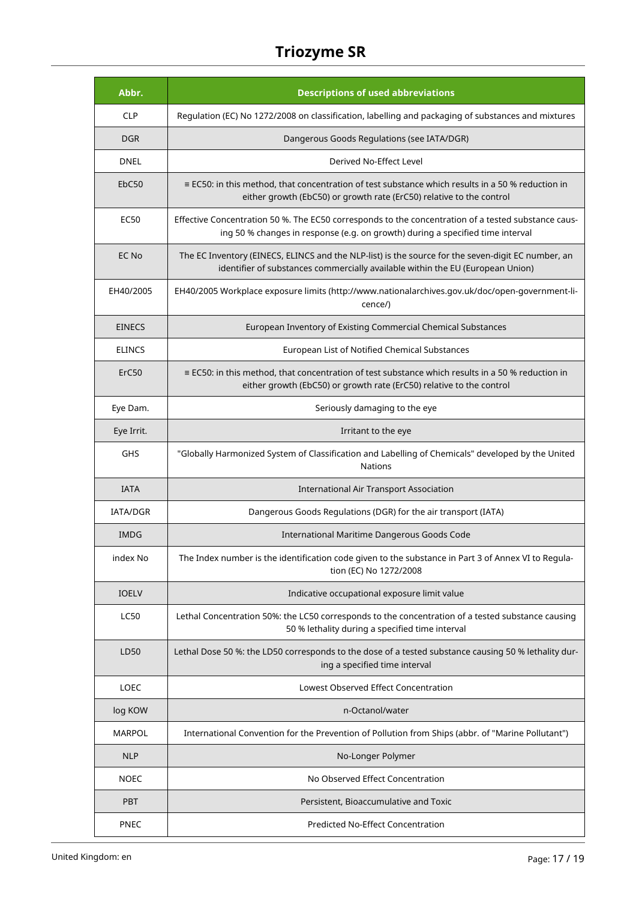| Abbr. | Descriptions of used abbreviations |
| --- | --- |
| CLP | Regulation (EC) No 1272/2008 on classification, labelling and packaging of substances and mixtures |
| DGR | Dangerous Goods Regulations (see IATA/DGR) |
| DNEL | Derived No-Effect Level |
| EbC50 | ≡ EC50: in this method, that concentration of test substance which results in a 50 % reduction in either growth (EbC50) or growth rate (ErC50) relative to the control |
| EC50 | Effective Concentration 50 %. The EC50 corresponds to the concentration of a tested substance causing 50 % changes in response (e.g. on growth) during a specified time interval |
| EC No | The EC Inventory (EINECS, ELINCS and the NLP-list) is the source for the seven-digit EC number, an identifier of substances commercially available within the EU (European Union) |
| EH40/2005 | EH40/2005 Workplace exposure limits (http://www.nationalarchives.gov.uk/doc/open-government-licence/) |
| EINECS | European Inventory of Existing Commercial Chemical Substances |
| ELINCS | European List of Notified Chemical Substances |
| ErC50 | ≡ EC50: in this method, that concentration of test substance which results in a 50 % reduction in either growth (EbC50) or growth rate (ErC50) relative to the control |
| Eye Dam. | Seriously damaging to the eye |
| Eye Irrit. | Irritant to the eye |
| GHS | "Globally Harmonized System of Classification and Labelling of Chemicals" developed by the United Nations |
| IATA | International Air Transport Association |
| IATA/DGR | Dangerous Goods Regulations (DGR) for the air transport (IATA) |
| IMDG | International Maritime Dangerous Goods Code |
| index No | The Index number is the identification code given to the substance in Part 3 of Annex VI to Regulation (EC) No 1272/2008 |
| IOELV | Indicative occupational exposure limit value |
| LC50 | Lethal Concentration 50%: the LC50 corresponds to the concentration of a tested substance causing 50 % lethality during a specified time interval |
| LD50 | Lethal Dose 50 %: the LD50 corresponds to the dose of a tested substance causing 50 % lethality during a specified time interval |
| LOEC | Lowest Observed Effect Concentration |
| log KOW | n-Octanol/water |
| MARPOL | International Convention for the Prevention of Pollution from Ships (abbr. of "Marine Pollutant") |
| NLP | No-Longer Polymer |
| NOEC | No Observed Effect Concentration |
| PBT | Persistent, Bioaccumulative and Toxic |
| PNEC | Predicted No-Effect Concentration |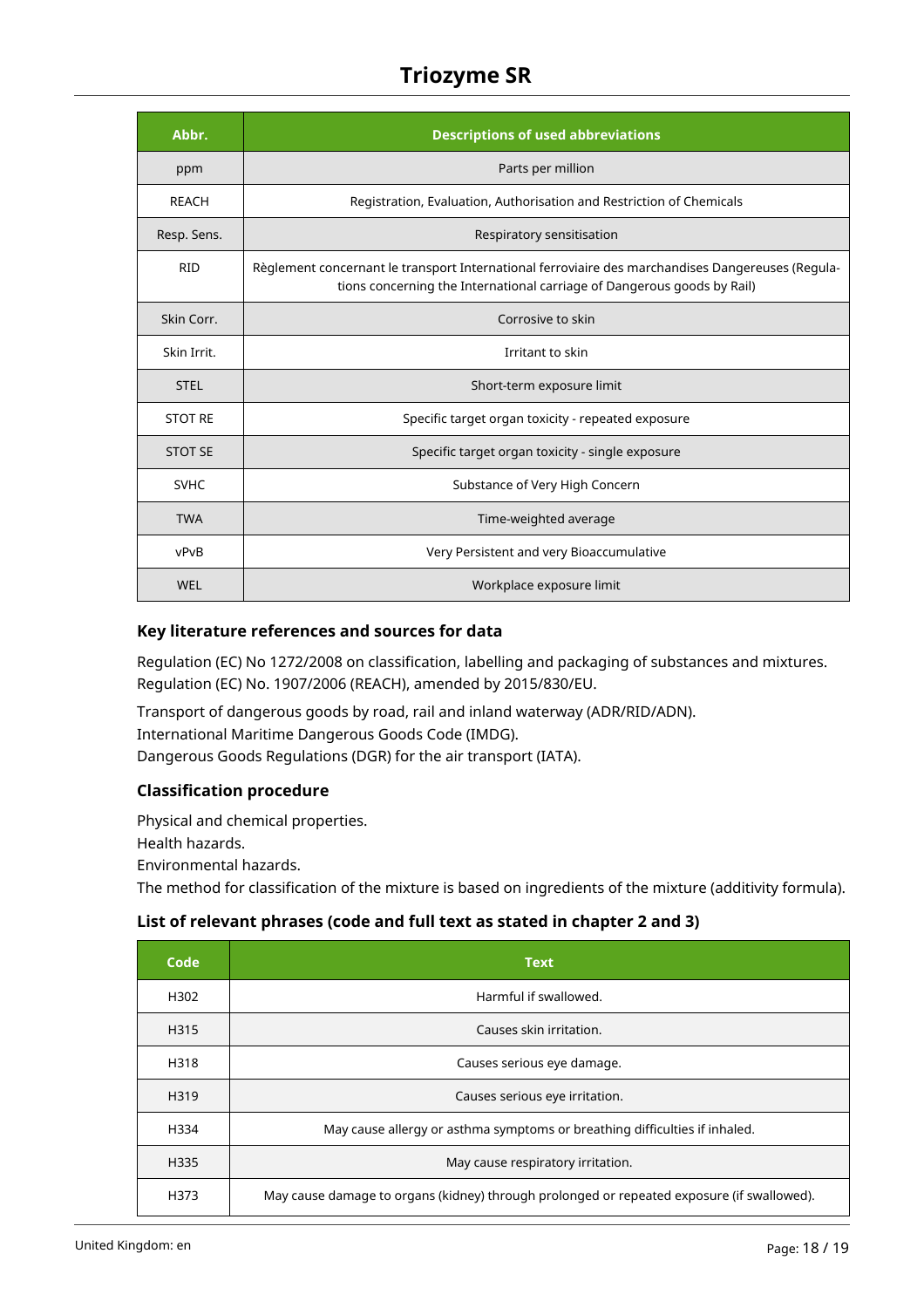| Abbr. | Descriptions of used abbreviations |
| --- | --- |
| ppm | Parts per million |
| REACH | Registration, Evaluation, Authorisation and Restriction of Chemicals |
| Resp. Sens. | Respiratory sensitisation |
| RID | Règlement concernant le transport International ferroviaire des marchandises Dangereuses (Regulations concerning the International carriage of Dangerous goods by Rail) |
| Skin Corr. | Corrosive to skin |
| Skin Irrit. | Irritant to skin |
| STEL | Short-term exposure limit |
| STOT RE | Specific target organ toxicity - repeated exposure |
| STOT SE | Specific target organ toxicity - single exposure |
| SVHC | Substance of Very High Concern |
| TWA | Time-weighted average |
| vPvB | Very Persistent and very Bioaccumulative |
| WEL | Workplace exposure limit |

### Key literature references and sources for data

Regulation (EC) No 1272/2008 on classification, labelling and packaging of substances and mixtures. Regulation (EC) No. 1907/2006 (REACH), amended by 2015/830/EU.

Transport of dangerous goods by road, rail and inland waterway (ADR/RID/ADN).
International Maritime Dangerous Goods Code (IMDG).
Dangerous Goods Regulations (DGR) for the air transport (IATA).

### Classification procedure

Physical and chemical properties.
Health hazards.
Environmental hazards.
The method for classification of the mixture is based on ingredients of the mixture (additivity formula).

### List of relevant phrases (code and full text as stated in chapter 2 and 3)

| Code | Text |
| --- | --- |
| H302 | Harmful if swallowed. |
| H315 | Causes skin irritation. |
| H318 | Causes serious eye damage. |
| H319 | Causes serious eye irritation. |
| H334 | May cause allergy or asthma symptoms or breathing difficulties if inhaled. |
| H335 | May cause respiratory irritation. |
| H373 | May cause damage to organs (kidney) through prolonged or repeated exposure (if swallowed). |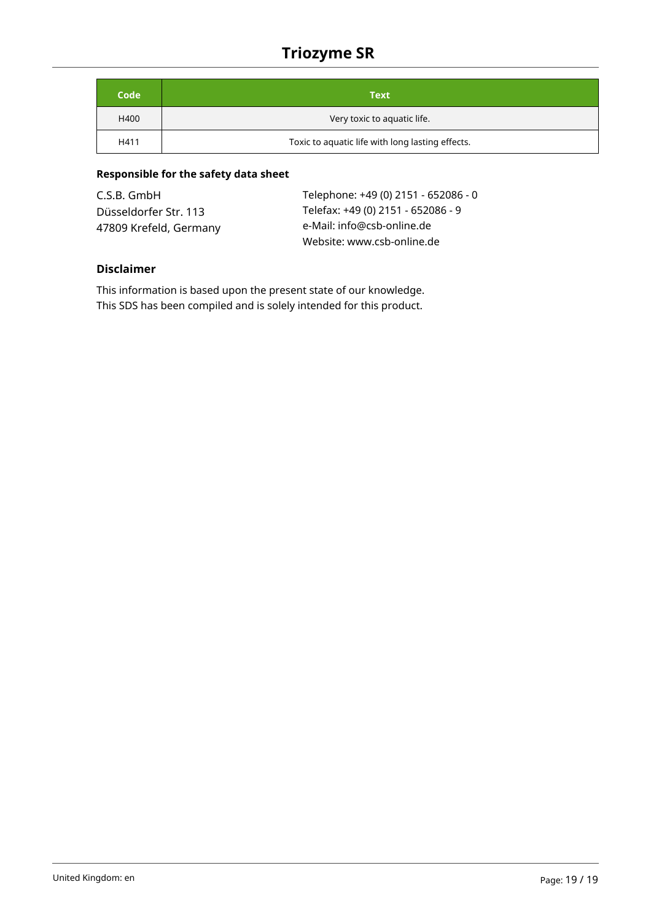| Code | Text |
| --- | --- |
| H400 | Very toxic to aquatic life. |
| H411 | Toxic to aquatic life with long lasting effects. |

**Responsible for the safety data sheet**

C.S.B. GmbH
Düsseldorfer Str. 113
47809 Krefeld, Germany

Telephone: +49 (0) 2151 - 652086 - 0
Telefax: +49 (0) 2151 - 652086 - 9
e-Mail: info@csb-online.de
Website: www.csb-online.de

**Disclaimer**

This information is based upon the present state of our knowledge.
This SDS has been compiled and is solely intended for this product.